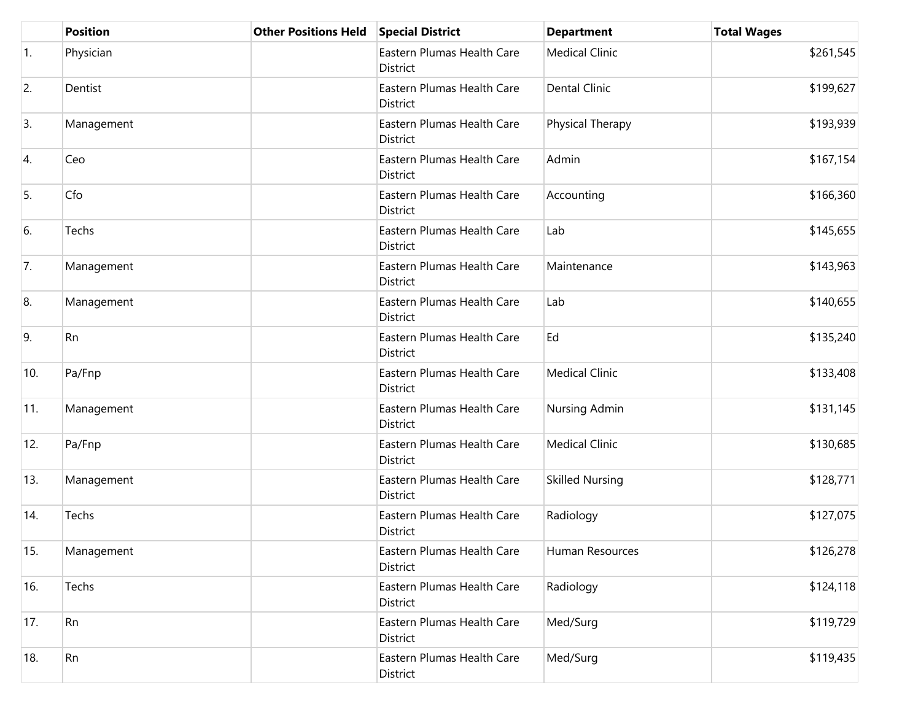| | Position | Other Positions Held | Special District | Department | Total Wages |
|---|---|---|---|---|---|
| 1. | Physician | | Eastern Plumas Health Care District | Medical Clinic | $261,545 |
| 2. | Dentist | | Eastern Plumas Health Care District | Dental Clinic | $199,627 |
| 3. | Management | | Eastern Plumas Health Care District | Physical Therapy | $193,939 |
| 4. | Ceo | | Eastern Plumas Health Care District | Admin | $167,154 |
| 5. | Cfo | | Eastern Plumas Health Care District | Accounting | $166,360 |
| 6. | Techs | | Eastern Plumas Health Care District | Lab | $145,655 |
| 7. | Management | | Eastern Plumas Health Care District | Maintenance | $143,963 |
| 8. | Management | | Eastern Plumas Health Care District | Lab | $140,655 |
| 9. | Rn | | Eastern Plumas Health Care District | Ed | $135,240 |
| 10. | Pa/Fnp | | Eastern Plumas Health Care District | Medical Clinic | $133,408 |
| 11. | Management | | Eastern Plumas Health Care District | Nursing Admin | $131,145 |
| 12. | Pa/Fnp | | Eastern Plumas Health Care District | Medical Clinic | $130,685 |
| 13. | Management | | Eastern Plumas Health Care District | Skilled Nursing | $128,771 |
| 14. | Techs | | Eastern Plumas Health Care District | Radiology | $127,075 |
| 15. | Management | | Eastern Plumas Health Care District | Human Resources | $126,278 |
| 16. | Techs | | Eastern Plumas Health Care District | Radiology | $124,118 |
| 17. | Rn | | Eastern Plumas Health Care District | Med/Surg | $119,729 |
| 18. | Rn | | Eastern Plumas Health Care District | Med/Surg | $119,435 |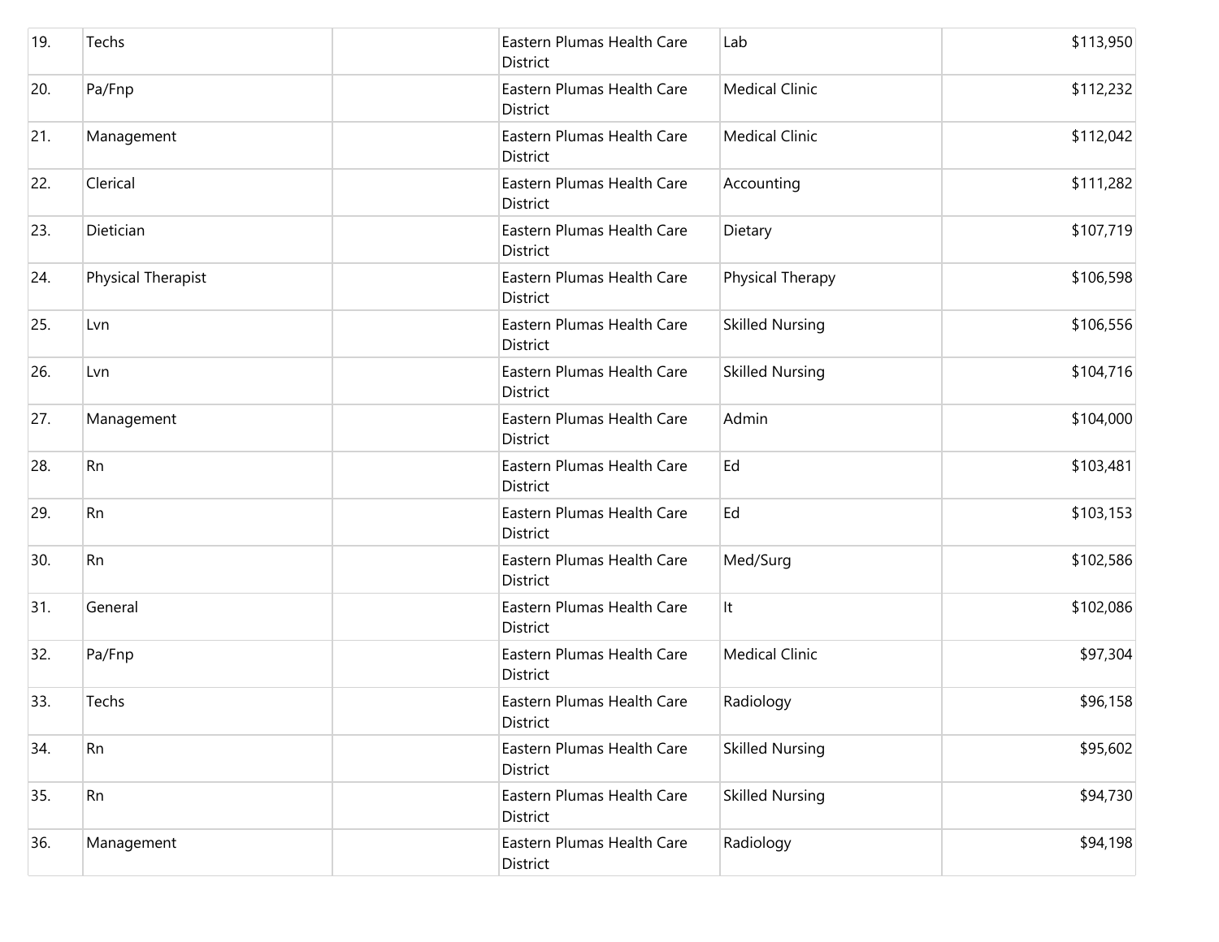| | | | | | |
|---|---|---|---|---|---|
| 19. | Techs | | Eastern Plumas Health Care District | Lab | $113,950 |
| 20. | Pa/Fnp | | Eastern Plumas Health Care District | Medical Clinic | $112,232 |
| 21. | Management | | Eastern Plumas Health Care District | Medical Clinic | $112,042 |
| 22. | Clerical | | Eastern Plumas Health Care District | Accounting | $111,282 |
| 23. | Dietician | | Eastern Plumas Health Care District | Dietary | $107,719 |
| 24. | Physical Therapist | | Eastern Plumas Health Care District | Physical Therapy | $106,598 |
| 25. | Lvn | | Eastern Plumas Health Care District | Skilled Nursing | $106,556 |
| 26. | Lvn | | Eastern Plumas Health Care District | Skilled Nursing | $104,716 |
| 27. | Management | | Eastern Plumas Health Care District | Admin | $104,000 |
| 28. | Rn | | Eastern Plumas Health Care District | Ed | $103,481 |
| 29. | Rn | | Eastern Plumas Health Care District | Ed | $103,153 |
| 30. | Rn | | Eastern Plumas Health Care District | Med/Surg | $102,586 |
| 31. | General | | Eastern Plumas Health Care District | It | $102,086 |
| 32. | Pa/Fnp | | Eastern Plumas Health Care District | Medical Clinic | $97,304 |
| 33. | Techs | | Eastern Plumas Health Care District | Radiology | $96,158 |
| 34. | Rn | | Eastern Plumas Health Care District | Skilled Nursing | $95,602 |
| 35. | Rn | | Eastern Plumas Health Care District | Skilled Nursing | $94,730 |
| 36. | Management | | Eastern Plumas Health Care District | Radiology | $94,198 |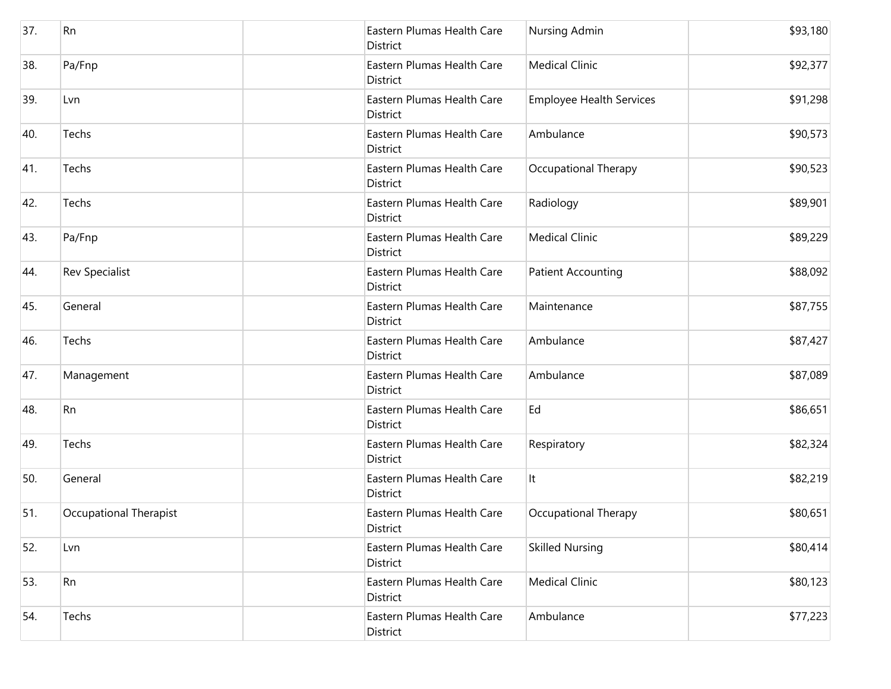| | | | | | |
|---|---|---|---|---|---|
| 37. | Rn | | Eastern Plumas Health Care District | Nursing Admin | $93,180 |
| 38. | Pa/Fnp | | Eastern Plumas Health Care District | Medical Clinic | $92,377 |
| 39. | Lvn | | Eastern Plumas Health Care District | Employee Health Services | $91,298 |
| 40. | Techs | | Eastern Plumas Health Care District | Ambulance | $90,573 |
| 41. | Techs | | Eastern Plumas Health Care District | Occupational Therapy | $90,523 |
| 42. | Techs | | Eastern Plumas Health Care District | Radiology | $89,901 |
| 43. | Pa/Fnp | | Eastern Plumas Health Care District | Medical Clinic | $89,229 |
| 44. | Rev Specialist | | Eastern Plumas Health Care District | Patient Accounting | $88,092 |
| 45. | General | | Eastern Plumas Health Care District | Maintenance | $87,755 |
| 46. | Techs | | Eastern Plumas Health Care District | Ambulance | $87,427 |
| 47. | Management | | Eastern Plumas Health Care District | Ambulance | $87,089 |
| 48. | Rn | | Eastern Plumas Health Care District | Ed | $86,651 |
| 49. | Techs | | Eastern Plumas Health Care District | Respiratory | $82,324 |
| 50. | General | | Eastern Plumas Health Care District | It | $82,219 |
| 51. | Occupational Therapist | | Eastern Plumas Health Care District | Occupational Therapy | $80,651 |
| 52. | Lvn | | Eastern Plumas Health Care District | Skilled Nursing | $80,414 |
| 53. | Rn | | Eastern Plumas Health Care District | Medical Clinic | $80,123 |
| 54. | Techs | | Eastern Plumas Health Care District | Ambulance | $77,223 |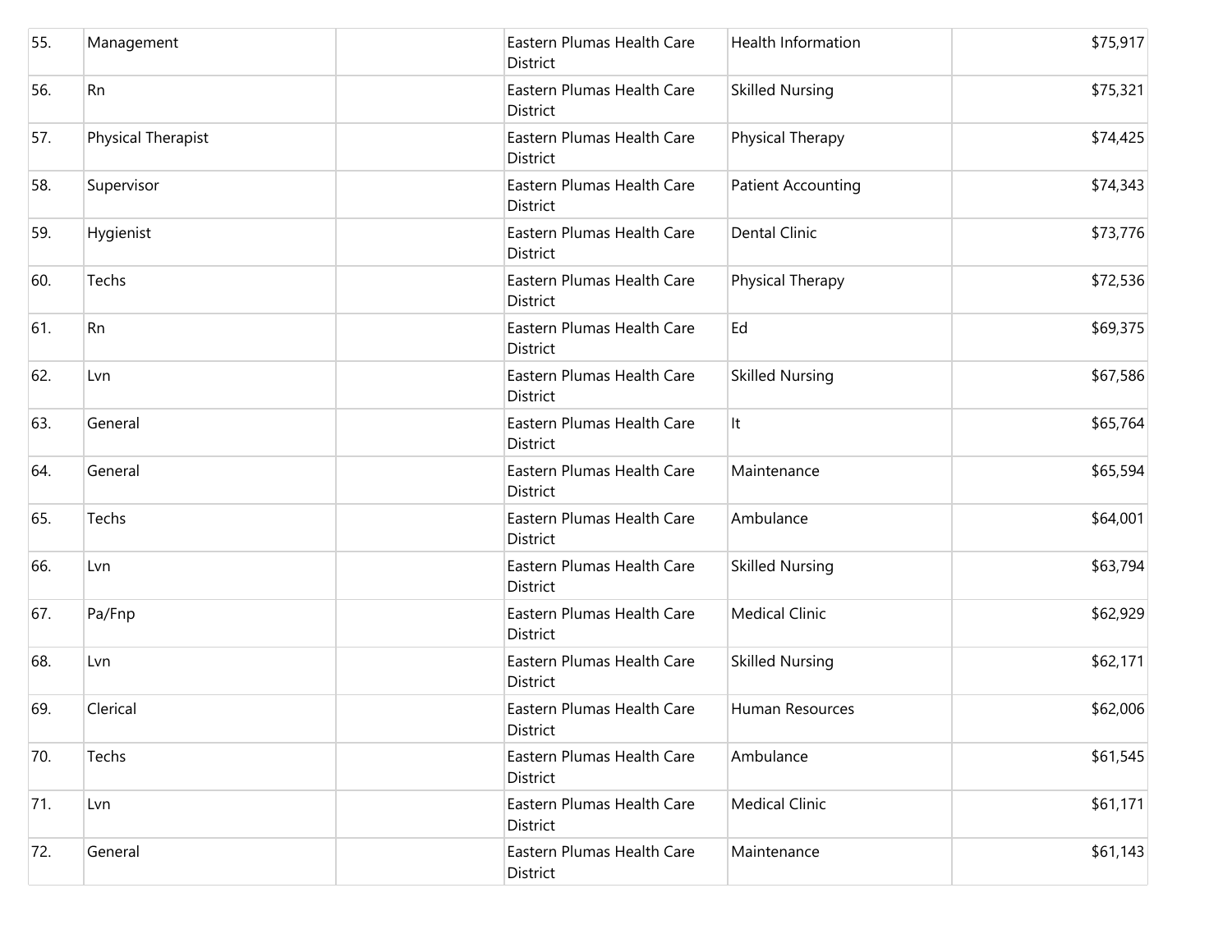| | | | | | |
|---|---|---|---|---|---|
| 55. | Management | | Eastern Plumas Health Care District | Health Information | $75,917 |
| 56. | Rn | | Eastern Plumas Health Care District | Skilled Nursing | $75,321 |
| 57. | Physical Therapist | | Eastern Plumas Health Care District | Physical Therapy | $74,425 |
| 58. | Supervisor | | Eastern Plumas Health Care District | Patient Accounting | $74,343 |
| 59. | Hygienist | | Eastern Plumas Health Care District | Dental Clinic | $73,776 |
| 60. | Techs | | Eastern Plumas Health Care District | Physical Therapy | $72,536 |
| 61. | Rn | | Eastern Plumas Health Care District | Ed | $69,375 |
| 62. | Lvn | | Eastern Plumas Health Care District | Skilled Nursing | $67,586 |
| 63. | General | | Eastern Plumas Health Care District | It | $65,764 |
| 64. | General | | Eastern Plumas Health Care District | Maintenance | $65,594 |
| 65. | Techs | | Eastern Plumas Health Care District | Ambulance | $64,001 |
| 66. | Lvn | | Eastern Plumas Health Care District | Skilled Nursing | $63,794 |
| 67. | Pa/Fnp | | Eastern Plumas Health Care District | Medical Clinic | $62,929 |
| 68. | Lvn | | Eastern Plumas Health Care District | Skilled Nursing | $62,171 |
| 69. | Clerical | | Eastern Plumas Health Care District | Human Resources | $62,006 |
| 70. | Techs | | Eastern Plumas Health Care District | Ambulance | $61,545 |
| 71. | Lvn | | Eastern Plumas Health Care District | Medical Clinic | $61,171 |
| 72. | General | | Eastern Plumas Health Care District | Maintenance | $61,143 |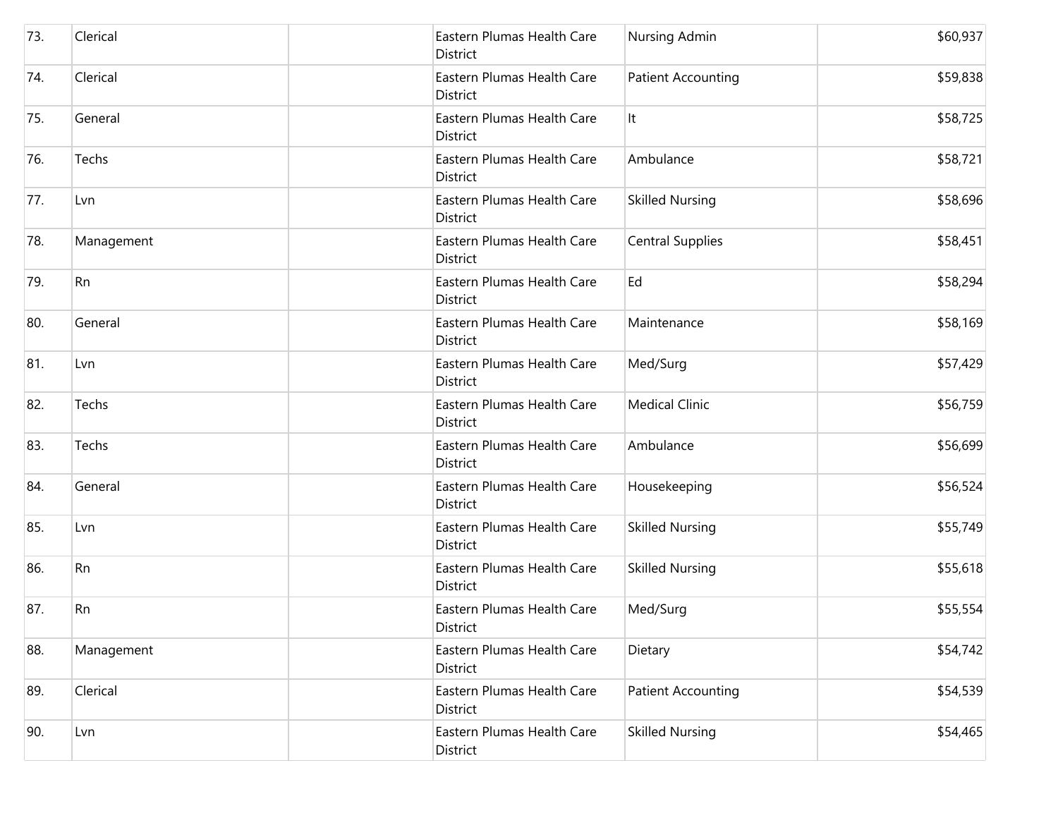| | | | | | |
|---|---|---|---|---|---|
| 73. | Clerical | | Eastern Plumas Health Care District | Nursing Admin | $60,937 |
| 74. | Clerical | | Eastern Plumas Health Care District | Patient Accounting | $59,838 |
| 75. | General | | Eastern Plumas Health Care District | It | $58,725 |
| 76. | Techs | | Eastern Plumas Health Care District | Ambulance | $58,721 |
| 77. | Lvn | | Eastern Plumas Health Care District | Skilled Nursing | $58,696 |
| 78. | Management | | Eastern Plumas Health Care District | Central Supplies | $58,451 |
| 79. | Rn | | Eastern Plumas Health Care District | Ed | $58,294 |
| 80. | General | | Eastern Plumas Health Care District | Maintenance | $58,169 |
| 81. | Lvn | | Eastern Plumas Health Care District | Med/Surg | $57,429 |
| 82. | Techs | | Eastern Plumas Health Care District | Medical Clinic | $56,759 |
| 83. | Techs | | Eastern Plumas Health Care District | Ambulance | $56,699 |
| 84. | General | | Eastern Plumas Health Care District | Housekeeping | $56,524 |
| 85. | Lvn | | Eastern Plumas Health Care District | Skilled Nursing | $55,749 |
| 86. | Rn | | Eastern Plumas Health Care District | Skilled Nursing | $55,618 |
| 87. | Rn | | Eastern Plumas Health Care District | Med/Surg | $55,554 |
| 88. | Management | | Eastern Plumas Health Care District | Dietary | $54,742 |
| 89. | Clerical | | Eastern Plumas Health Care District | Patient Accounting | $54,539 |
| 90. | Lvn | | Eastern Plumas Health Care District | Skilled Nursing | $54,465 |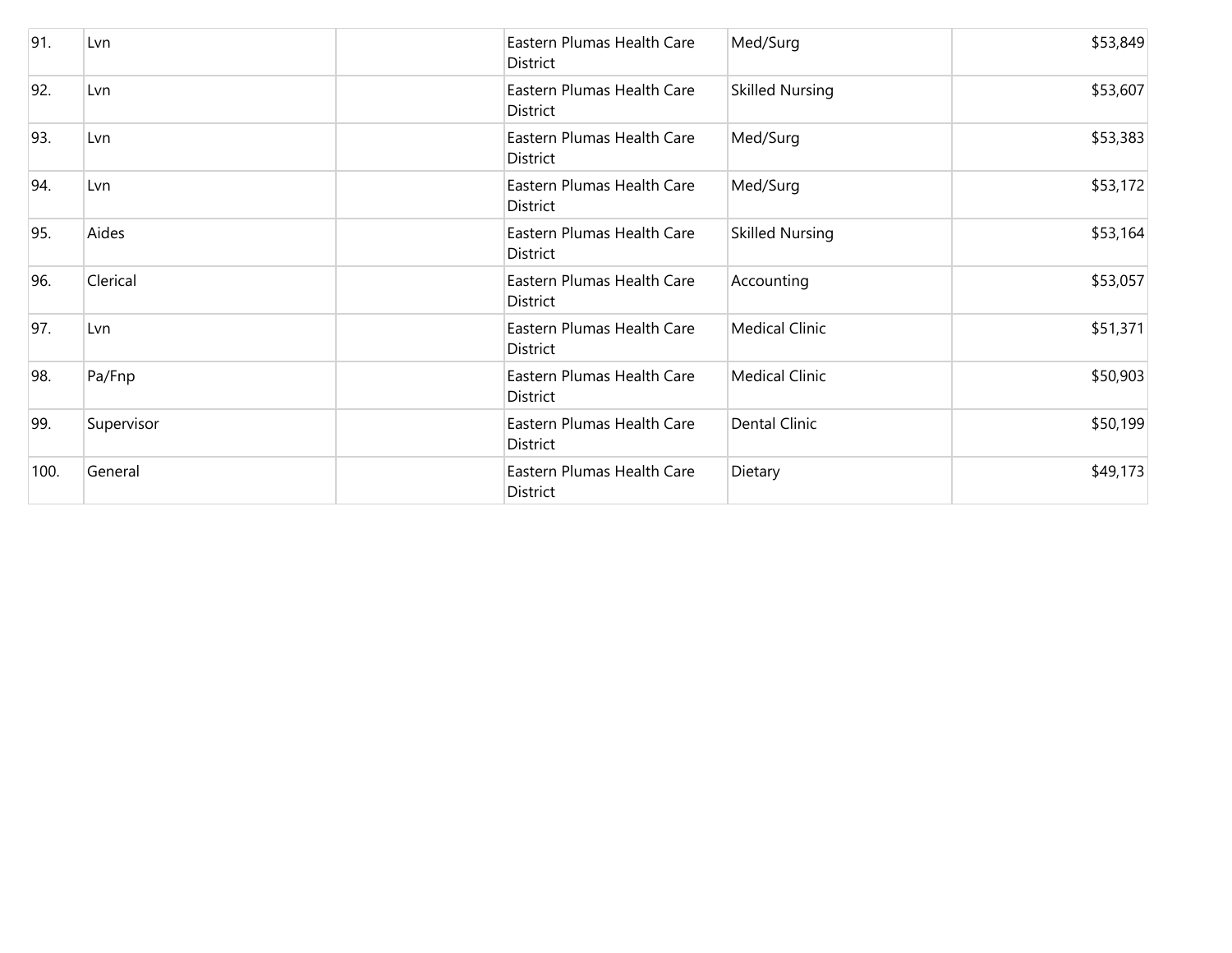| | | | | | |
|---|---|---|---|---|---|
| 91. | Lvn | | Eastern Plumas Health Care District | Med/Surg | $53,849 |
| 92. | Lvn | | Eastern Plumas Health Care District | Skilled Nursing | $53,607 |
| 93. | Lvn | | Eastern Plumas Health Care District | Med/Surg | $53,383 |
| 94. | Lvn | | Eastern Plumas Health Care District | Med/Surg | $53,172 |
| 95. | Aides | | Eastern Plumas Health Care District | Skilled Nursing | $53,164 |
| 96. | Clerical | | Eastern Plumas Health Care District | Accounting | $53,057 |
| 97. | Lvn | | Eastern Plumas Health Care District | Medical Clinic | $51,371 |
| 98. | Pa/Fnp | | Eastern Plumas Health Care District | Medical Clinic | $50,903 |
| 99. | Supervisor | | Eastern Plumas Health Care District | Dental Clinic | $50,199 |
| 100. | General | | Eastern Plumas Health Care District | Dietary | $49,173 |